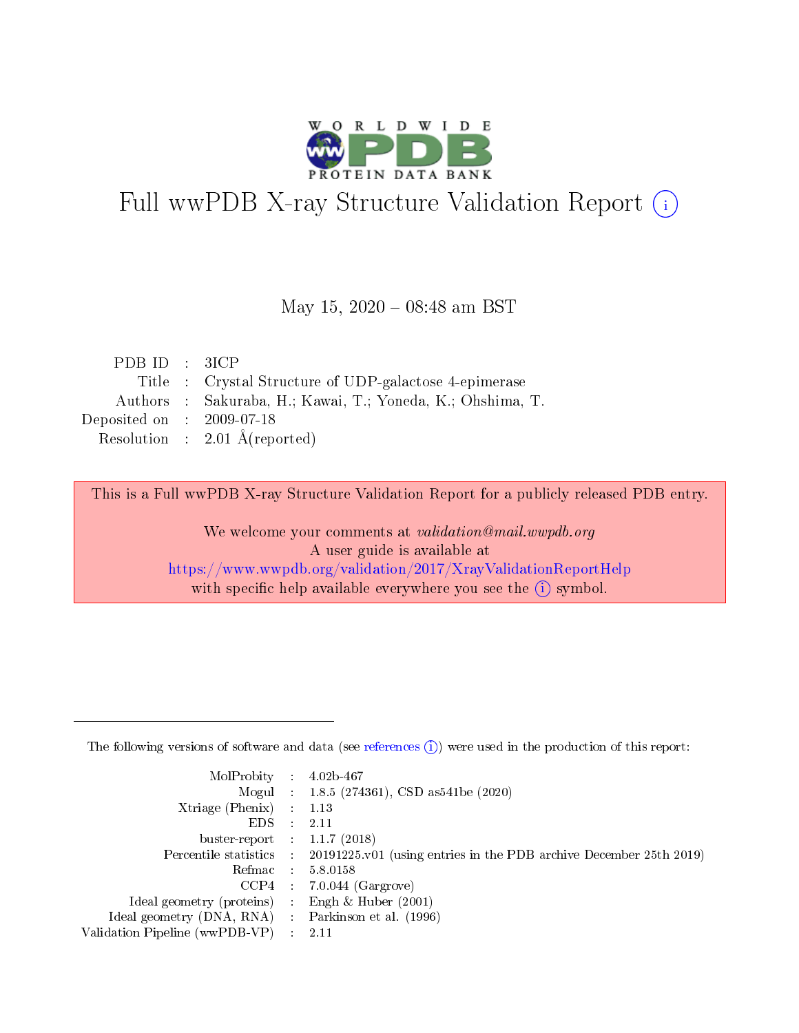# Full wwPDB X-ray Structure Validation Report (i)

May 15, 2020 – 08:48 am BST

| | | |
|---|---|---|
| PDB ID | : | 3ICP |
| Title | : | Crystal Structure of UDP-galactose 4-epimerase |
| Authors | : | Sakuraba, H.; Kawai, T.; Yoneda, K.; Ohshima, T. |
| Deposited on | : | 2009-07-18 |
| Resolution | : | 2.01 Å(reported) |

This is a Full wwPDB X-ray Structure Validation Report for a publicly released PDB entry.

We welcome your comments at *validation@mail.wwpdb.org*
A user guide is available at
https://www.wwpdb.org/validation/2017/XrayValidationReportHelp
with specific help available everywhere you see the (i) symbol.

The following versions of software and data (see references (i)) were used in the production of this report:

| | | |
|---|---|---|
| MolProbity | : | 4.02b-467 |
| Mogul | : | 1.8.5 (274361), CSD as541be (2020) |
| Xtriage (Phenix) | : | 1.13 |
| EDS | : | 2.11 |
| buster-report | : | 1.1.7 (2018) |
| Percentile statistics | : | 20191225.v01 (using entries in the PDB archive December 25th 2019) |
| Refmac | : | 5.8.0158 |
| CCP4 | : | 7.0.044 (Gargrove) |
| Ideal geometry (proteins) | : | Engh & Huber (2001) |
| Ideal geometry (DNA, RNA) | : | Parkinson et al. (1996) |
| Validation Pipeline (wwPDB-VP) | : | 2.11 |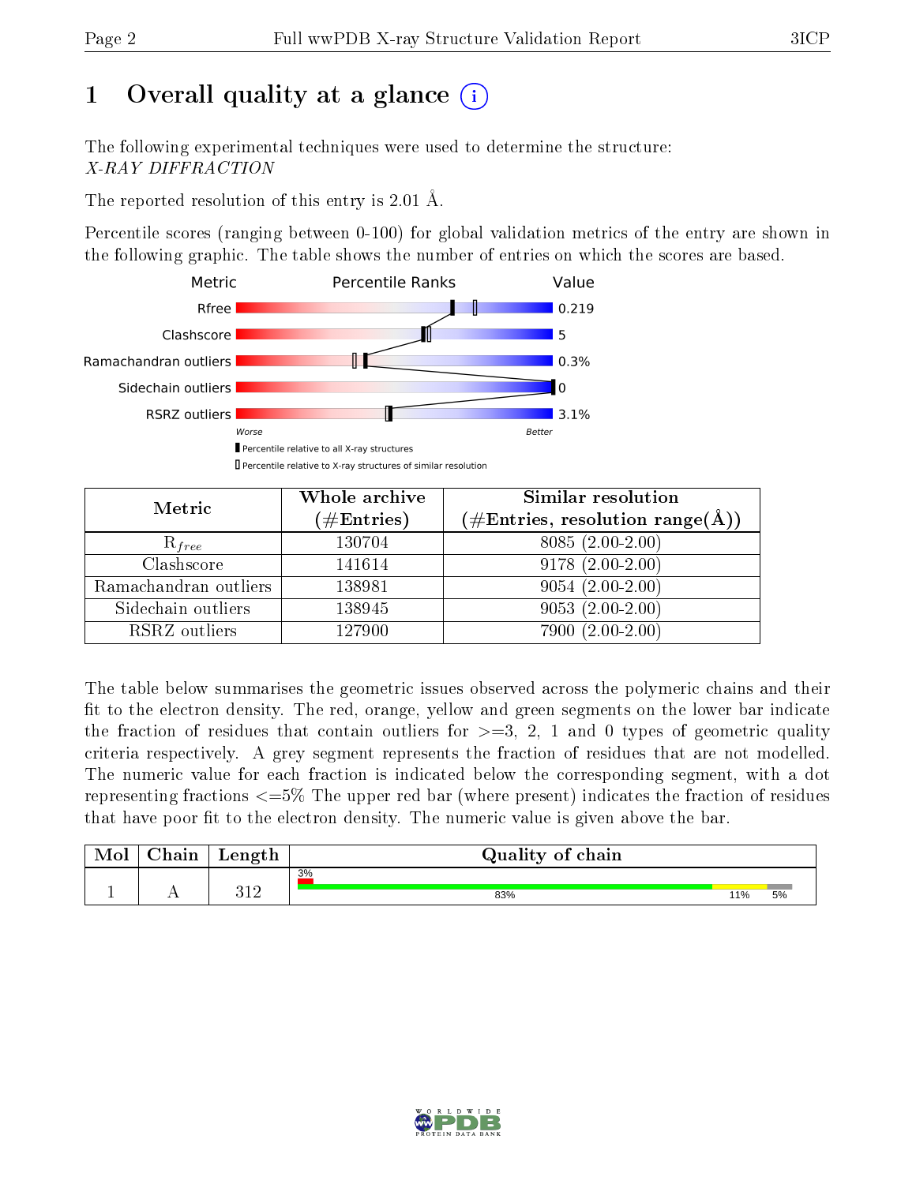# 1 Overall quality at a glance

The following experimental techniques were used to determine the structure:
*X-RAY DIFFRACTION*

The reported resolution of this entry is 2.01 Å.

Percentile scores (ranging between 0-100) for global validation metrics of the entry are shown in the following graphic. The table shows the number of entries on which the scores are based.

| Metric | Value |
|---|---|
| Rfree | 0.219 |
| Clashscore | 5 |
| Ramachandran outliers | 0.3% |
| Sidechain outliers | 0 |
| RSRZ outliers | 3.1% |

Worse — Better

▮ Percentile relative to all X-ray structures
▯ Percentile relative to X-ray structures of similar resolution

| Metric | Whole archive (#Entries) | Similar resolution (#Entries, resolution range(Å)) |
|---|---|---|
| $R_{free}$ | 130704 | 8085 (2.00-2.00) |
| Clashscore | 141614 | 9178 (2.00-2.00) |
| Ramachandran outliers | 138981 | 9054 (2.00-2.00) |
| Sidechain outliers | 138945 | 9053 (2.00-2.00) |
| RSRZ outliers | 127900 | 7900 (2.00-2.00) |

The table below summarises the geometric issues observed across the polymeric chains and their fit to the electron density. The red, orange, yellow and green segments on the lower bar indicate the fraction of residues that contain outliers for >=3, 2, 1 and 0 types of geometric quality criteria respectively. A grey segment represents the fraction of residues that are not modelled. The numeric value for each fraction is indicated below the corresponding segment, with a dot representing fractions <=5% The upper red bar (where present) indicates the fraction of residues that have poor fit to the electron density. The numeric value is given above the bar.

| Mol | Chain | Length | Quality of chain |
|---|---|---|---|
| 1 | A | 312 | 3% / 83% / 11% / 5% |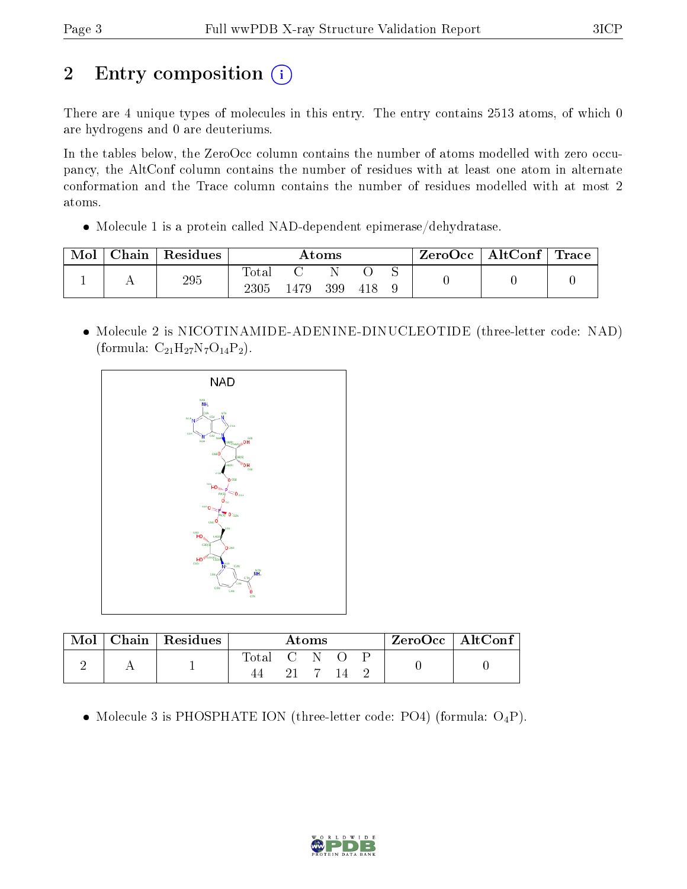# 2 Entry composition

There are 4 unique types of molecules in this entry. The entry contains 2513 atoms, of which 0 are hydrogens and 0 are deuteriums.

In the tables below, the ZeroOcc column contains the number of atoms modelled with zero occupancy, the AltConf column contains the number of residues with at least one atom in alternate conformation and the Trace column contains the number of residues modelled with at most 2 atoms.

- Molecule 1 is a protein called NAD-dependent epimerase/dehydratase.

| Mol | Chain | Residues | Atoms | | | | | ZeroOcc | AltConf | Trace |
|---|---|---|---|---|---|---|---|---|---|---|
| 1 | A | 295 | Total | C | N | O | S | 0 | 0 | 0 |
| | | | 2305 | 1479 | 399 | 418 | 9 | | | |

- Molecule 2 is NICOTINAMIDE-ADENINE-DINUCLEOTIDE (three-letter code: NAD) (formula: $C_{21}H_{27}N_7O_{14}P_2$).

| Mol | Chain | Residues | Atoms | | | | | ZeroOcc | AltConf |
|---|---|---|---|---|---|---|---|---|---|
| 2 | A | 1 | Total | C | N | O | P | 0 | 0 |
| | | | 44 | 21 | 7 | 14 | 2 | | |

- Molecule 3 is PHOSPHATE ION (three-letter code: PO4) (formula: $O_4P$).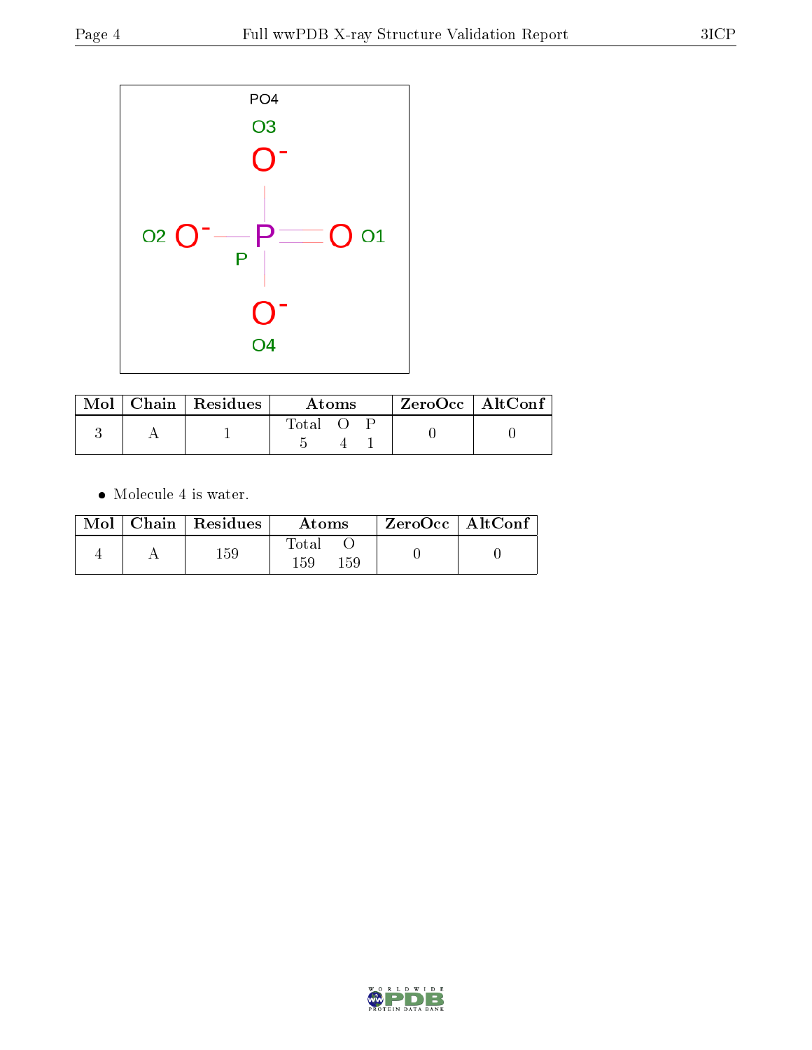| Mol | Chain | Residues | Atoms | | | ZeroOcc | AltConf |
|---|---|---|---|---|---|---|---|
| | | | Total | O | P | | |
| 3 | A | 1 | 5 | 4 | 1 | 0 | 0 |

- Molecule 4 is water.

| Mol | Chain | Residues | Atoms | | ZeroOcc | AltConf |
|---|---|---|---|---|---|---|
| | | | Total | O | | |
| 4 | A | 159 | 159 | 159 | 0 | 0 |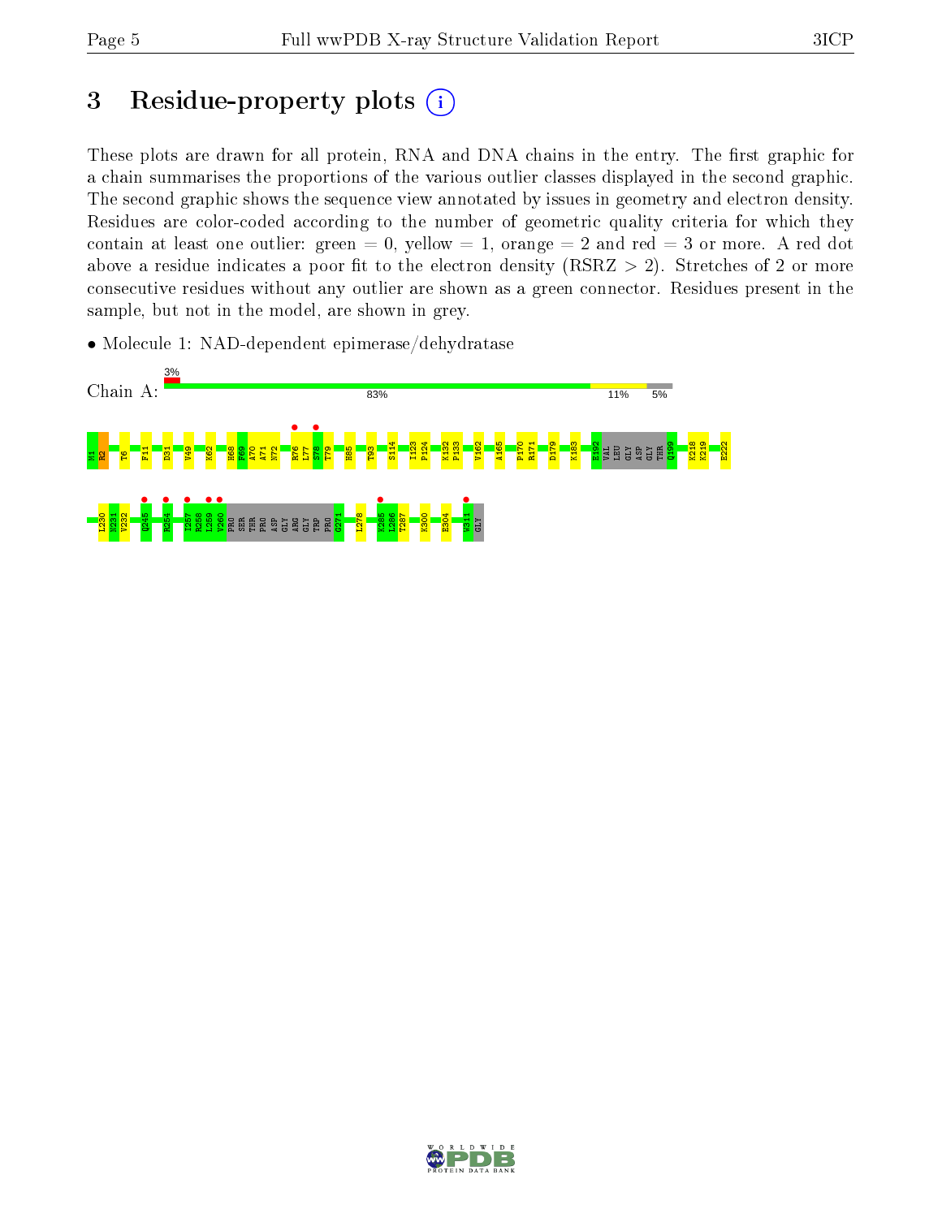# 3 Residue-property plots

These plots are drawn for all protein, RNA and DNA chains in the entry. The first graphic for a chain summarises the proportions of the various outlier classes displayed in the second graphic. The second graphic shows the sequence view annotated by issues in geometry and electron density. Residues are color-coded according to the number of geometric quality criteria for which they contain at least one outlier: green = 0, yellow = 1, orange = 2 and red = 3 or more. A red dot above a residue indicates a poor fit to the electron density (RSRZ > 2). Stretches of 2 or more consecutive residues without any outlier are shown as a green connector. Residues present in the sample, but not in the model, are shown in grey.

- Molecule 1: NAD-dependent epimerase/dehydratase

Chain A: 3% | 83% | 11% | 5%

M1 R2 T6 F11 D31 V49 K62 H68 F69 A70 A71 N72 R76 L77 S78 T79 H85 T93 S114 I123 P124 K132 P133 V162 A165 P170 R171 D179 K183 E192 VAL LEU GLY ASP GLY THR Q199 K218 K219 E222 I230 N231 V232 Q245 R254 I257 R258 L259 V260 PRO SER THR PRO ASP GLY ARG GLY TRP PRO G271 L278 K285 L286 T287 K300 E304 W311 GLY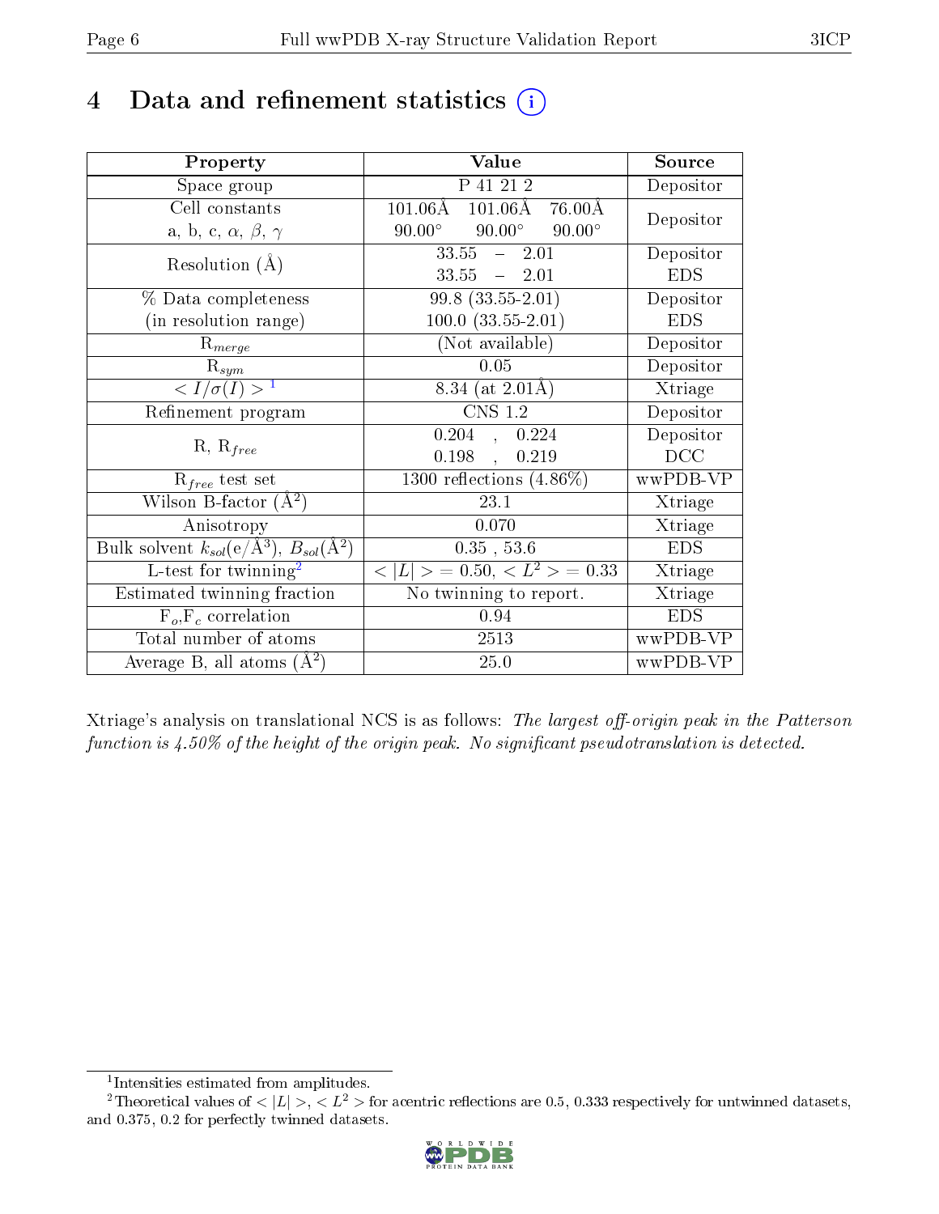# 4 Data and refinement statistics

| Property | Value | Source |
|---|---|---|
| Space group | P 41 21 2 | Depositor |
| Cell constants<br>a, b, c, $\alpha$, $\beta$, $\gamma$ | 101.06Å 101.06Å 76.00Å<br>90.00° 90.00° 90.00° | Depositor |
| Resolution (Å) | 33.55 – 2.01<br>33.55 – 2.01 | Depositor<br>EDS |
| % Data completeness<br>(in resolution range) | 99.8 (33.55-2.01)<br>100.0 (33.55-2.01) | Depositor<br>EDS |
| $R_{merge}$ | (Not available) | Depositor |
| $R_{sym}$ | 0.05 | Depositor |
| $< I/\sigma(I) >$ [1] | 8.34 (at 2.01Å) | Xtriage |
| Refinement program | CNS 1.2 | Depositor |
| R, $R_{free}$ | 0.204 , 0.224<br>0.198 , 0.219 | Depositor<br>DCC |
| $R_{free}$ test set | 1300 reflections (4.86%) | wwPDB-VP |
| Wilson B-factor (Å$^2$) | 23.1 | Xtriage |
| Anisotropy | 0.070 | Xtriage |
| Bulk solvent $k_{sol}$(e/Å$^3$), $B_{sol}$(Å$^2$) | 0.35 , 53.6 | EDS |
| L-test for twinning[2] | $< \|L\| >$ = 0.50, $< L^2 >$ = 0.33 | Xtriage |
| Estimated twinning fraction | No twinning to report. | Xtriage |
| $F_o$,$F_c$ correlation | 0.94 | EDS |
| Total number of atoms | 2513 | wwPDB-VP |
| Average B, all atoms (Å$^2$) | 25.0 | wwPDB-VP |

Xtriage's analysis on translational NCS is as follows: *The largest off-origin peak in the Patterson function is 4.50% of the height of the origin peak. No significant pseudotranslation is detected.*

[1] Intensities estimated from amplitudes.

[2] Theoretical values of $< |L| >$, $< L^2 >$ for acentric reflections are 0.5, 0.333 respectively for untwinned datasets, and 0.375, 0.2 for perfectly twinned datasets.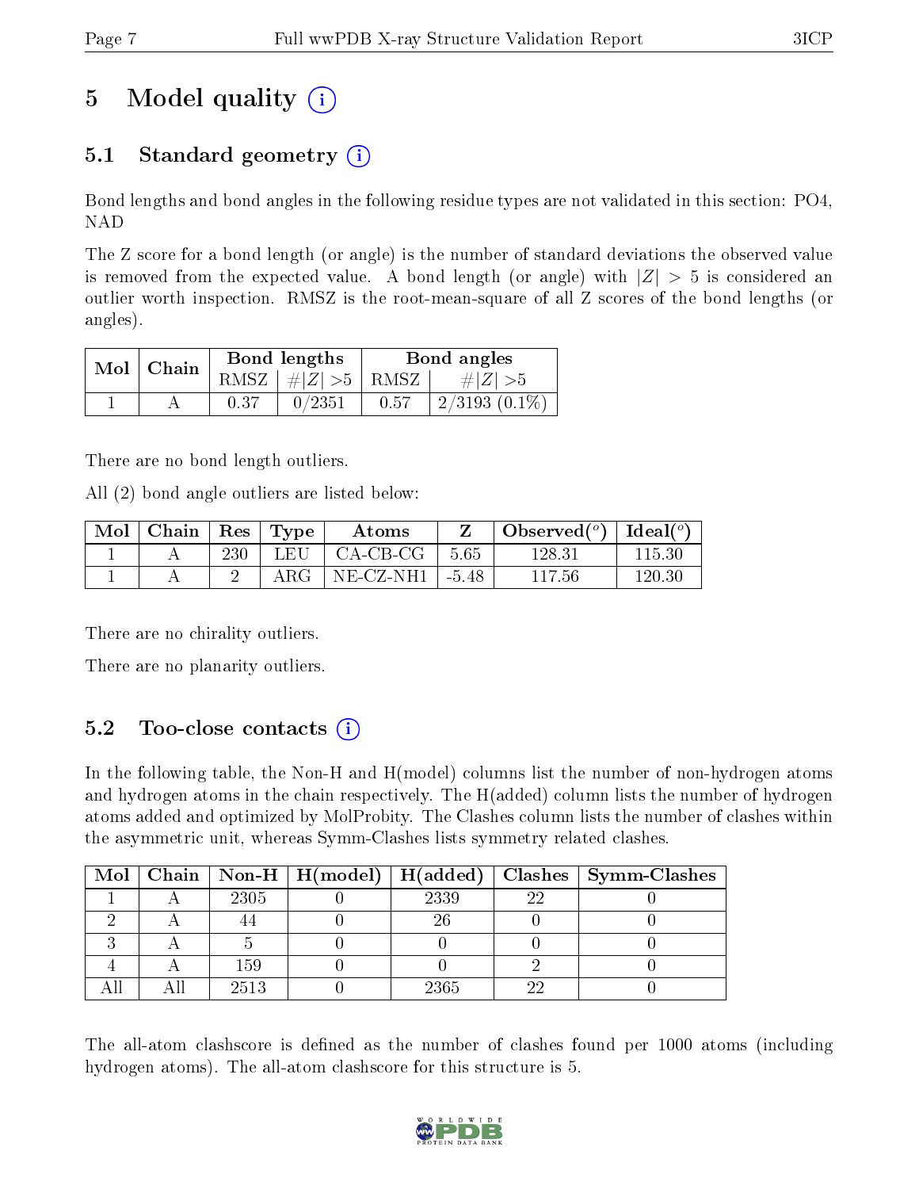# 5 Model quality (i)

## 5.1 Standard geometry (i)

Bond lengths and bond angles in the following residue types are not validated in this section: PO4, NAD

The Z score for a bond length (or angle) is the number of standard deviations the observed value is removed from the expected value. A bond length (or angle) with $|Z| > 5$ is considered an outlier worth inspection. RMSZ is the root-mean-square of all Z scores of the bond lengths (or angles).

| Mol | Chain | Bond lengths | | Bond angles | |
|---|---|---|---|---|---|
| | | RMSZ | $\#\|Z\| > 5$ | RMSZ | $\#\|Z\| > 5$ |
| 1 | A | 0.37 | 0/2351 | 0.57 | 2/3193 (0.1%) |

There are no bond length outliers.

All (2) bond angle outliers are listed below:

| Mol | Chain | Res | Type | Atoms | Z | Observed($^o$) | Ideal($^o$) |
|---|---|---|---|---|---|---|---|
| 1 | A | 230 | LEU | CA-CB-CG | 5.65 | 128.31 | 115.30 |
| 1 | A | 2 | ARG | NE-CZ-NH1 | -5.48 | 117.56 | 120.30 |

There are no chirality outliers.

There are no planarity outliers.

## 5.2 Too-close contacts (i)

In the following table, the Non-H and H(model) columns list the number of non-hydrogen atoms and hydrogen atoms in the chain respectively. The H(added) column lists the number of hydrogen atoms added and optimized by MolProbity. The Clashes column lists the number of clashes within the asymmetric unit, whereas Symm-Clashes lists symmetry related clashes.

| Mol | Chain | Non-H | H(model) | H(added) | Clashes | Symm-Clashes |
|---|---|---|---|---|---|---|
| 1 | A | 2305 | 0 | 2339 | 22 | 0 |
| 2 | A | 44 | 0 | 26 | 0 | 0 |
| 3 | A | 5 | 0 | 0 | 0 | 0 |
| 4 | A | 159 | 0 | 0 | 2 | 0 |
| All | All | 2513 | 0 | 2365 | 22 | 0 |

The all-atom clashscore is defined as the number of clashes found per 1000 atoms (including hydrogen atoms). The all-atom clashscore for this structure is 5.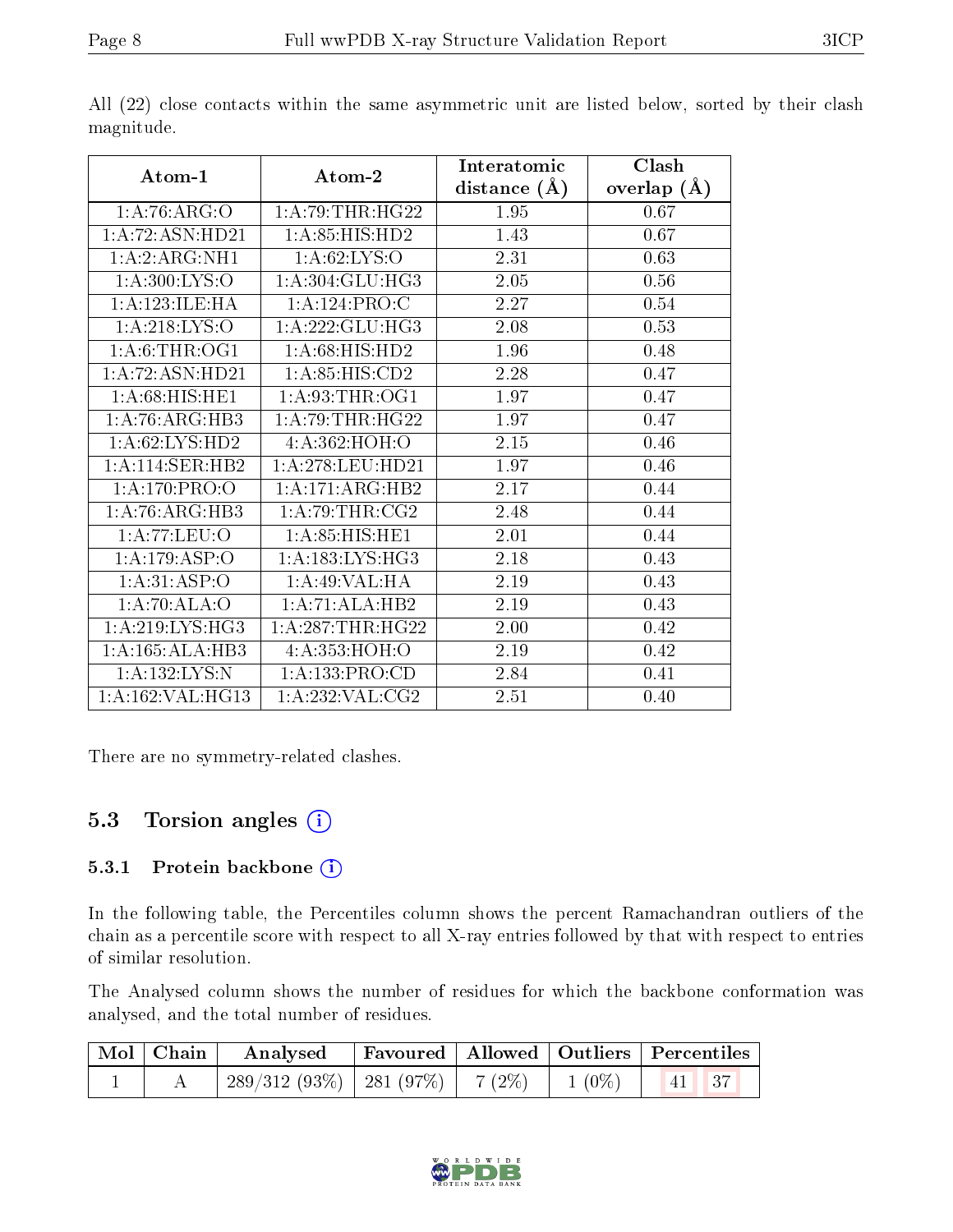All (22) close contacts within the same asymmetric unit are listed below, sorted by their clash magnitude.

| Atom-1 | Atom-2 | Interatomic distance (Å) | Clash overlap (Å) |
|---|---|---|---|
| 1:A:76:ARG:O | 1:A:79:THR:HG22 | 1.95 | 0.67 |
| 1:A:72:ASN:HD21 | 1:A:85:HIS:HD2 | 1.43 | 0.67 |
| 1:A:2:ARG:NH1 | 1:A:62:LYS:O | 2.31 | 0.63 |
| 1:A:300:LYS:O | 1:A:304:GLU:HG3 | 2.05 | 0.56 |
| 1:A:123:ILE:HA | 1:A:124:PRO:C | 2.27 | 0.54 |
| 1:A:218:LYS:O | 1:A:222:GLU:HG3 | 2.08 | 0.53 |
| 1:A:6:THR:OG1 | 1:A:68:HIS:HD2 | 1.96 | 0.48 |
| 1:A:72:ASN:HD21 | 1:A:85:HIS:CD2 | 2.28 | 0.47 |
| 1:A:68:HIS:HE1 | 1:A:93:THR:OG1 | 1.97 | 0.47 |
| 1:A:76:ARG:HB3 | 1:A:79:THR:HG22 | 1.97 | 0.47 |
| 1:A:62:LYS:HD2 | 4:A:362:HOH:O | 2.15 | 0.46 |
| 1:A:114:SER:HB2 | 1:A:278:LEU:HD21 | 1.97 | 0.46 |
| 1:A:170:PRO:O | 1:A:171:ARG:HB2 | 2.17 | 0.44 |
| 1:A:76:ARG:HB3 | 1:A:79:THR:CG2 | 2.48 | 0.44 |
| 1:A:77:LEU:O | 1:A:85:HIS:HE1 | 2.01 | 0.44 |
| 1:A:179:ASP:O | 1:A:183:LYS:HG3 | 2.18 | 0.43 |
| 1:A:31:ASP:O | 1:A:49:VAL:HA | 2.19 | 0.43 |
| 1:A:70:ALA:O | 1:A:71:ALA:HB2 | 2.19 | 0.43 |
| 1:A:219:LYS:HG3 | 1:A:287:THR:HG22 | 2.00 | 0.42 |
| 1:A:165:ALA:HB3 | 4:A:353:HOH:O | 2.19 | 0.42 |
| 1:A:132:LYS:N | 1:A:133:PRO:CD | 2.84 | 0.41 |
| 1:A:162:VAL:HG13 | 1:A:232:VAL:CG2 | 2.51 | 0.40 |

There are no symmetry-related clashes.

## 5.3 Torsion angles

### 5.3.1 Protein backbone

In the following table, the Percentiles column shows the percent Ramachandran outliers of the chain as a percentile score with respect to all X-ray entries followed by that with respect to entries of similar resolution.

The Analysed column shows the number of residues for which the backbone conformation was analysed, and the total number of residues.

| Mol | Chain | Analysed | Favoured | Allowed | Outliers | Percentiles | |
|---|---|---|---|---|---|---|---|
| 1 | A | 289/312 (93%) | 281 (97%) | 7 (2%) | 1 (0%) | 41 | 37 |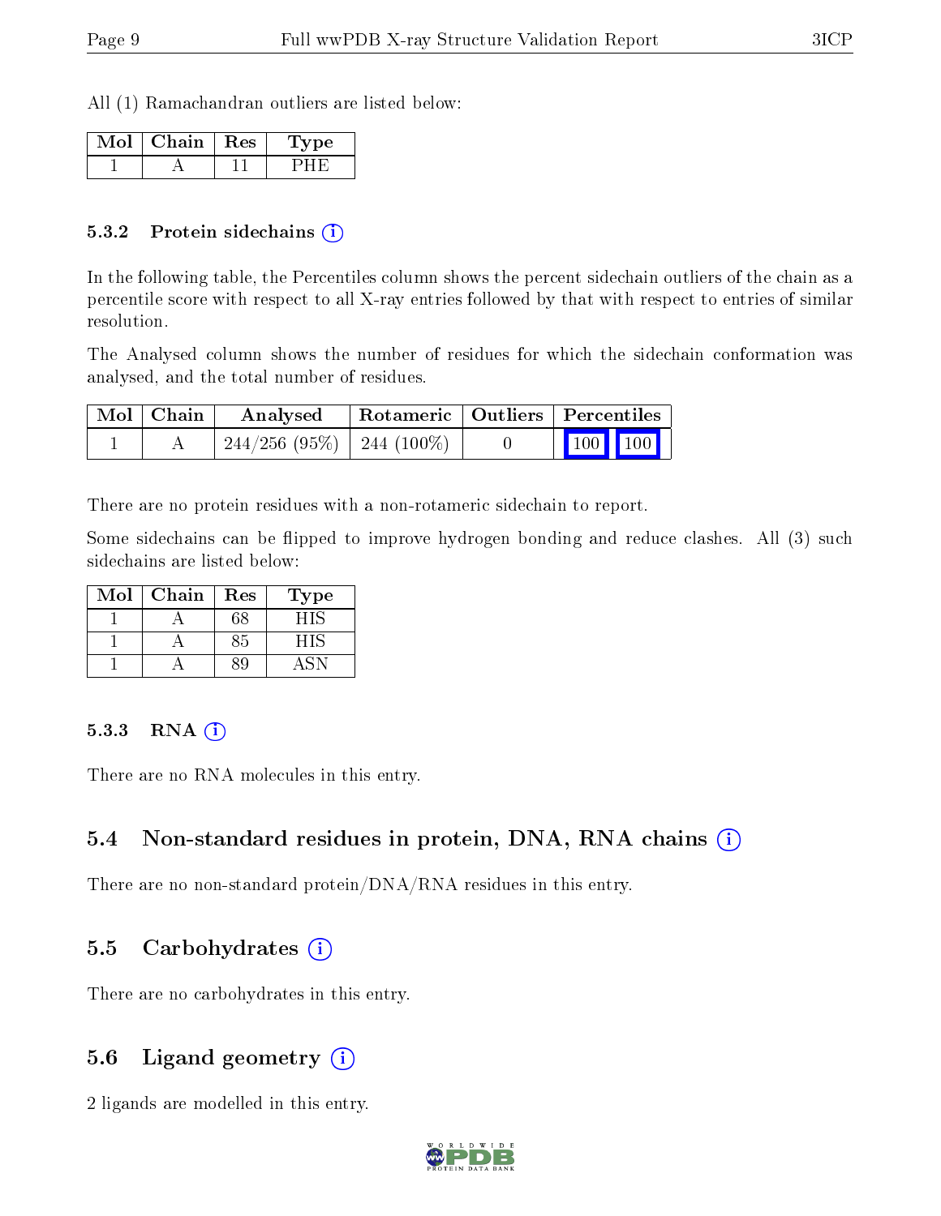All (1) Ramachandran outliers are listed below:

| Mol | Chain | Res | Type |
|---|---|---|---|
| 1 | A | 11 | PHE |

### 5.3.2 Protein sidechains (i)

In the following table, the Percentiles column shows the percent sidechain outliers of the chain as a percentile score with respect to all X-ray entries followed by that with respect to entries of similar resolution.

The Analysed column shows the number of residues for which the sidechain conformation was analysed, and the total number of residues.

| Mol | Chain | Analysed | Rotameric | Outliers | Percentiles | |
|---|---|---|---|---|---|---|
| 1 | A | 244/256 (95%) | 244 (100%) | 0 | 100 | 100 |

There are no protein residues with a non-rotameric sidechain to report.

Some sidechains can be flipped to improve hydrogen bonding and reduce clashes. All (3) such sidechains are listed below:

| Mol | Chain | Res | Type |
|---|---|---|---|
| 1 | A | 68 | HIS |
| 1 | A | 85 | HIS |
| 1 | A | 89 | ASN |

### 5.3.3 RNA (i)

There are no RNA molecules in this entry.

## 5.4 Non-standard residues in protein, DNA, RNA chains (i)

There are no non-standard protein/DNA/RNA residues in this entry.

## 5.5 Carbohydrates (i)

There are no carbohydrates in this entry.

## 5.6 Ligand geometry (i)

2 ligands are modelled in this entry.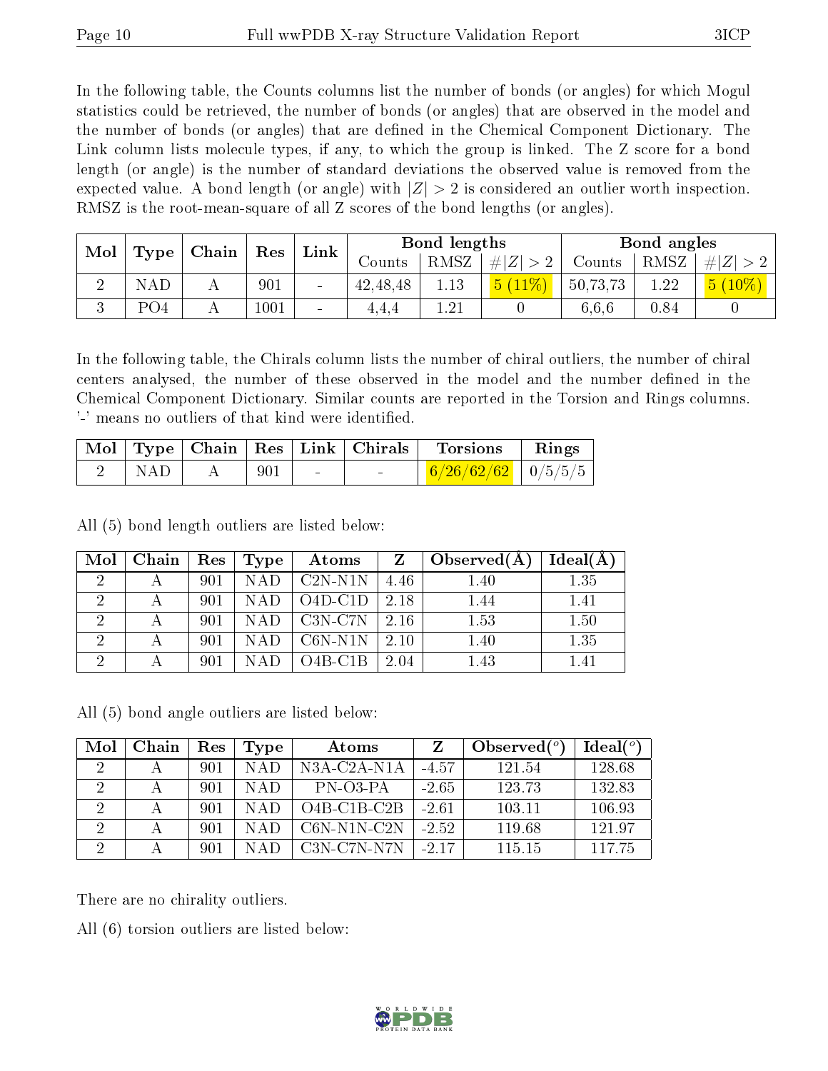In the following table, the Counts columns list the number of bonds (or angles) for which Mogul statistics could be retrieved, the number of bonds (or angles) that are observed in the model and the number of bonds (or angles) that are defined in the Chemical Component Dictionary. The Link column lists molecule types, if any, to which the group is linked. The Z score for a bond length (or angle) is the number of standard deviations the observed value is removed from the expected value. A bond length (or angle) with $|Z| > 2$ is considered an outlier worth inspection. RMSZ is the root-mean-square of all Z scores of the bond lengths (or angles).

| Mol | Type | Chain | Res | Link | Bond lengths | | | Bond angles | | |
|---|---|---|---|---|---|---|---|---|---|---|
| | | | | | Counts | RMSZ | $\#\|Z\| > 2$ | Counts | RMSZ | $\#\|Z\| > 2$ |
| 2 | NAD | A | 901 | - | 42,48,48 | 1.13 | 5 (11%) | 50,73,73 | 1.22 | 5 (10%) |
| 3 | PO4 | A | 1001 | - | 4,4,4 | 1.21 | 0 | 6,6,6 | 0.84 | 0 |

In the following table, the Chirals column lists the number of chiral outliers, the number of chiral centers analysed, the number of these observed in the model and the number defined in the Chemical Component Dictionary. Similar counts are reported in the Torsion and Rings columns. '-' means no outliers of that kind were identified.

| Mol | Type | Chain | Res | Link | Chirals | Torsions | Rings |
|---|---|---|---|---|---|---|---|
| 2 | NAD | A | 901 | - | - | 6/26/62/62 | 0/5/5/5 |

All (5) bond length outliers are listed below:

| Mol | Chain | Res | Type | Atoms | Z | Observed(Å) | Ideal(Å) |
|---|---|---|---|---|---|---|---|
| 2 | A | 901 | NAD | C2N-N1N | 4.46 | 1.40 | 1.35 |
| 2 | A | 901 | NAD | O4D-C1D | 2.18 | 1.44 | 1.41 |
| 2 | A | 901 | NAD | C3N-C7N | 2.16 | 1.53 | 1.50 |
| 2 | A | 901 | NAD | C6N-N1N | 2.10 | 1.40 | 1.35 |
| 2 | A | 901 | NAD | O4B-C1B | 2.04 | 1.43 | 1.41 |

All (5) bond angle outliers are listed below:

| Mol | Chain | Res | Type | Atoms | Z | Observed(°) | Ideal(°) |
|---|---|---|---|---|---|---|---|
| 2 | A | 901 | NAD | N3A-C2A-N1A | -4.57 | 121.54 | 128.68 |
| 2 | A | 901 | NAD | PN-O3-PA | -2.65 | 123.73 | 132.83 |
| 2 | A | 901 | NAD | O4B-C1B-C2B | -2.61 | 103.11 | 106.93 |
| 2 | A | 901 | NAD | C6N-N1N-C2N | -2.52 | 119.68 | 121.97 |
| 2 | A | 901 | NAD | C3N-C7N-N7N | -2.17 | 115.15 | 117.75 |

There are no chirality outliers.

All (6) torsion outliers are listed below: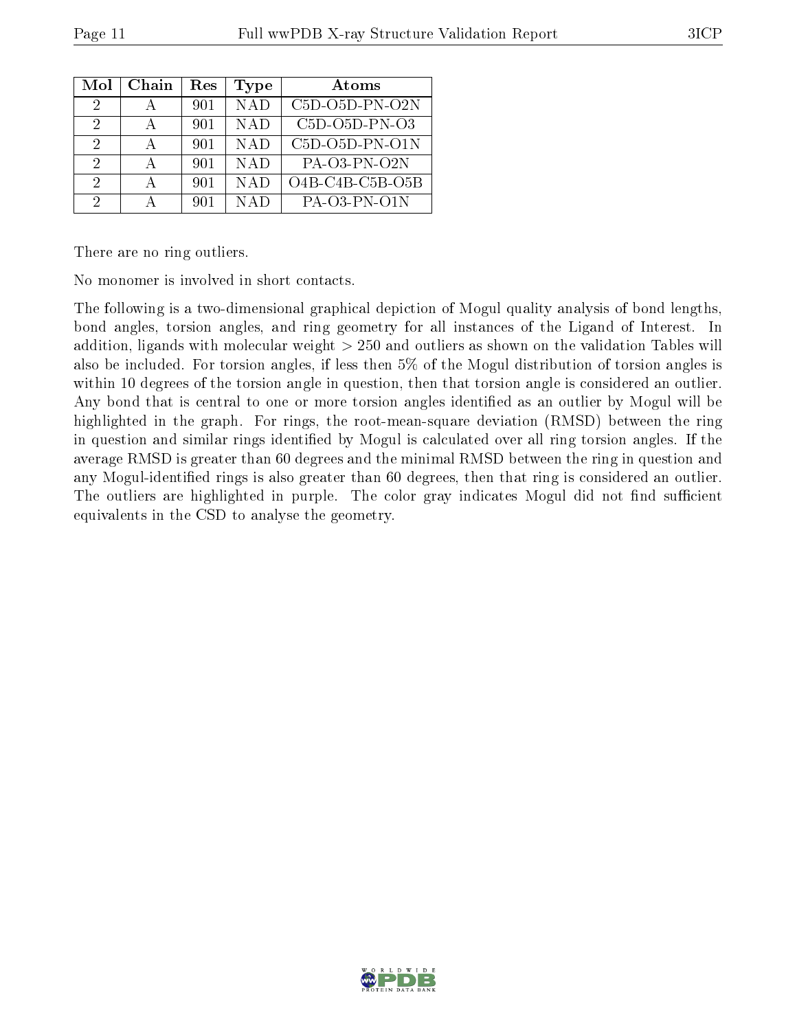| Mol | Chain | Res | Type | Atoms |
|---|---|---|---|---|
| 2 | A | 901 | NAD | C5D-O5D-PN-O2N |
| 2 | A | 901 | NAD | C5D-O5D-PN-O3 |
| 2 | A | 901 | NAD | C5D-O5D-PN-O1N |
| 2 | A | 901 | NAD | PA-O3-PN-O2N |
| 2 | A | 901 | NAD | O4B-C4B-C5B-O5B |
| 2 | A | 901 | NAD | PA-O3-PN-O1N |

There are no ring outliers.

No monomer is involved in short contacts.

The following is a two-dimensional graphical depiction of Mogul quality analysis of bond lengths, bond angles, torsion angles, and ring geometry for all instances of the Ligand of Interest. In addition, ligands with molecular weight > 250 and outliers as shown on the validation Tables will also be included. For torsion angles, if less then 5% of the Mogul distribution of torsion angles is within 10 degrees of the torsion angle in question, then that torsion angle is considered an outlier. Any bond that is central to one or more torsion angles identified as an outlier by Mogul will be highlighted in the graph. For rings, the root-mean-square deviation (RMSD) between the ring in question and similar rings identified by Mogul is calculated over all ring torsion angles. If the average RMSD is greater than 60 degrees and the minimal RMSD between the ring in question and any Mogul-identified rings is also greater than 60 degrees, then that ring is considered an outlier. The outliers are highlighted in purple. The color gray indicates Mogul did not find sufficient equivalents in the CSD to analyse the geometry.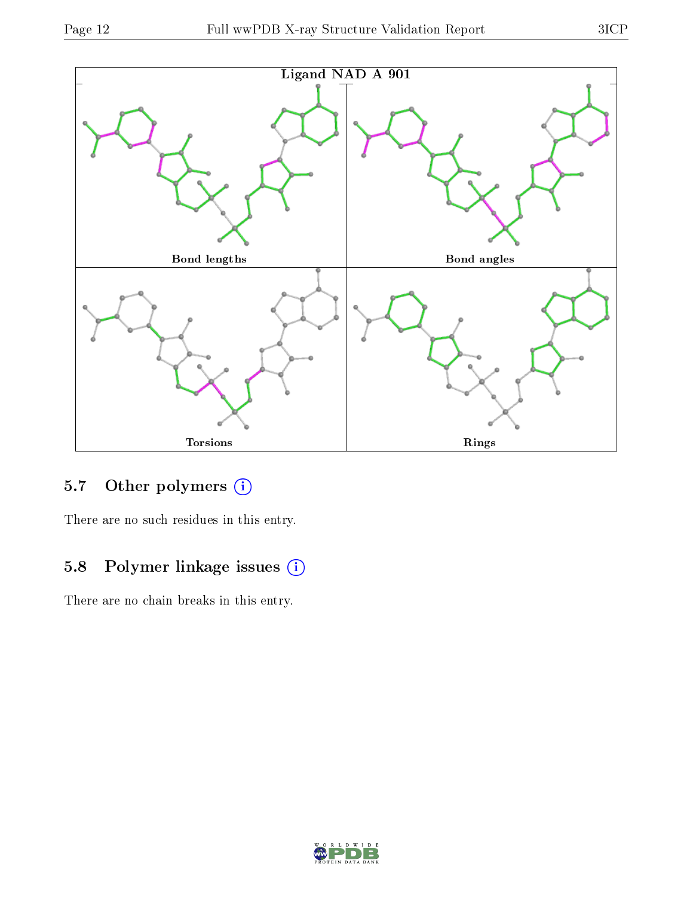Ligand NAD A 901

Bond lengths

Bond angles

Torsions

Rings

## 5.7 Other polymers (i)

There are no such residues in this entry.

## 5.8 Polymer linkage issues (i)

There are no chain breaks in this entry.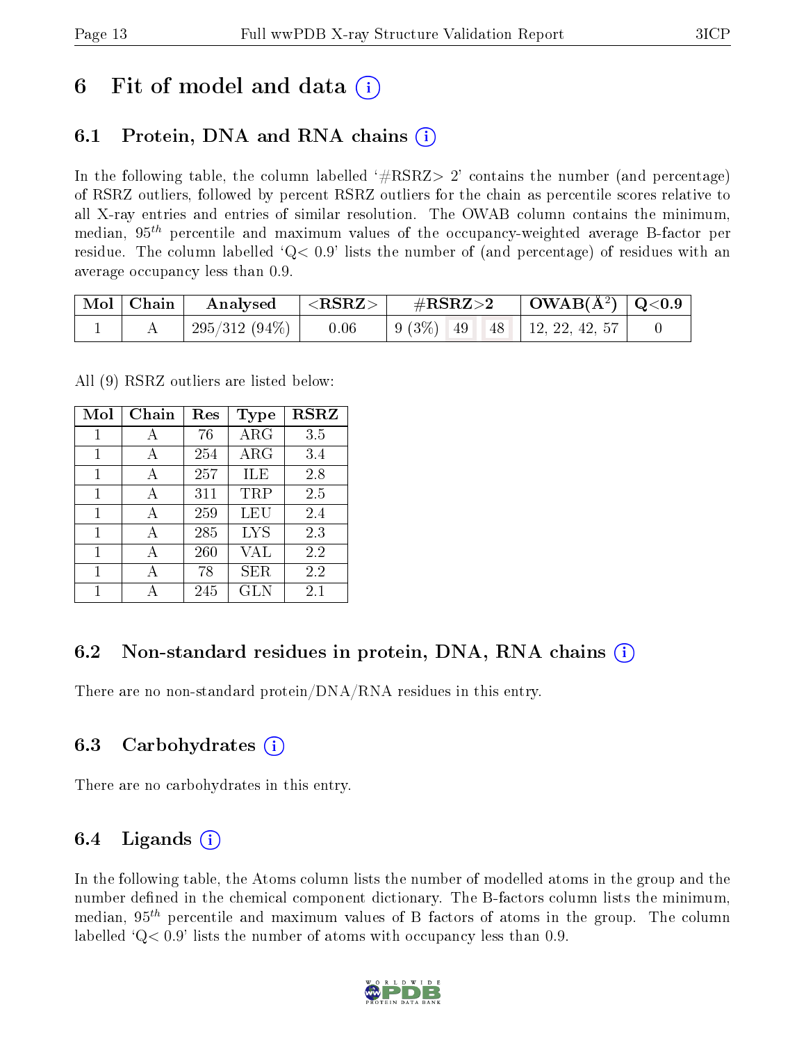# 6 Fit of model and data

## 6.1 Protein, DNA and RNA chains

In the following table, the column labelled '#RSRZ> 2' contains the number (and percentage) of RSRZ outliers, followed by percent RSRZ outliers for the chain as percentile scores relative to all X-ray entries and entries of similar resolution. The OWAB column contains the minimum, median, $95^{th}$ percentile and maximum values of the occupancy-weighted average B-factor per residue. The column labelled 'Q< 0.9' lists the number of (and percentage) of residues with an average occupancy less than 0.9.

| Mol | Chain | Analysed | <RSRZ> | #RSRZ>2 | | | OWAB(Å$^2$) | Q<0.9 |
|---|---|---|---|---|---|---|---|---|
| 1 | A | 295/312 (94%) | 0.06 | 9 (3%) | 49 | 48 | 12, 22, 42, 57 | 0 |

All (9) RSRZ outliers are listed below:

| Mol | Chain | Res | Type | RSRZ |
|---|---|---|---|---|
| 1 | A | 76 | ARG | 3.5 |
| 1 | A | 254 | ARG | 3.4 |
| 1 | A | 257 | ILE | 2.8 |
| 1 | A | 311 | TRP | 2.5 |
| 1 | A | 259 | LEU | 2.4 |
| 1 | A | 285 | LYS | 2.3 |
| 1 | A | 260 | VAL | 2.2 |
| 1 | A | 78 | SER | 2.2 |
| 1 | A | 245 | GLN | 2.1 |

## 6.2 Non-standard residues in protein, DNA, RNA chains

There are no non-standard protein/DNA/RNA residues in this entry.

## 6.3 Carbohydrates

There are no carbohydrates in this entry.

## 6.4 Ligands

In the following table, the Atoms column lists the number of modelled atoms in the group and the number defined in the chemical component dictionary. The B-factors column lists the minimum, median, $95^{th}$ percentile and maximum values of B factors of atoms in the group. The column labelled 'Q< 0.9' lists the number of atoms with occupancy less than 0.9.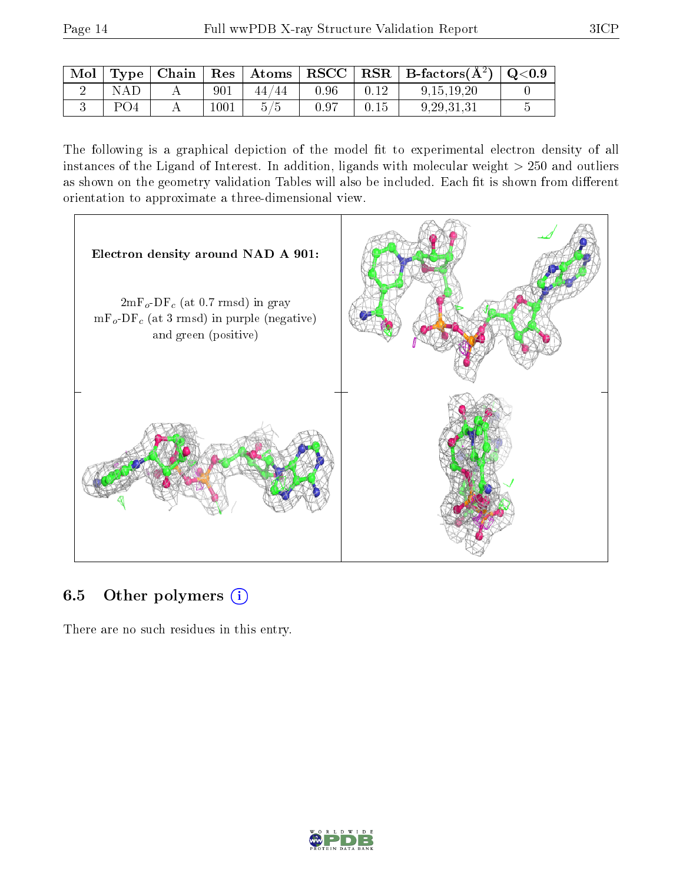| Mol | Type | Chain | Res | Atoms | RSCC | RSR | B-factors($\AA^2$) | Q<0.9 |
|---|---|---|---|---|---|---|---|---|
| 2 | NAD | A | 901 | 44/44 | 0.96 | 0.12 | 9,15,19,20 | 0 |
| 3 | PO4 | A | 1001 | 5/5 | 0.97 | 0.15 | 9,29,31,31 | 5 |

The following is a graphical depiction of the model fit to experimental electron density of all instances of the Ligand of Interest. In addition, ligands with molecular weight > 250 and outliers as shown on the geometry validation Tables will also be included. Each fit is shown from different orientation to approximate a three-dimensional view.

**Electron density around NAD A 901:**

$2mF_o$-$DF_c$ (at 0.7 rmsd) in gray
$mF_o$-$DF_c$ (at 3 rmsd) in purple (negative) and green (positive)

## 6.5 Other polymers

There are no such residues in this entry.